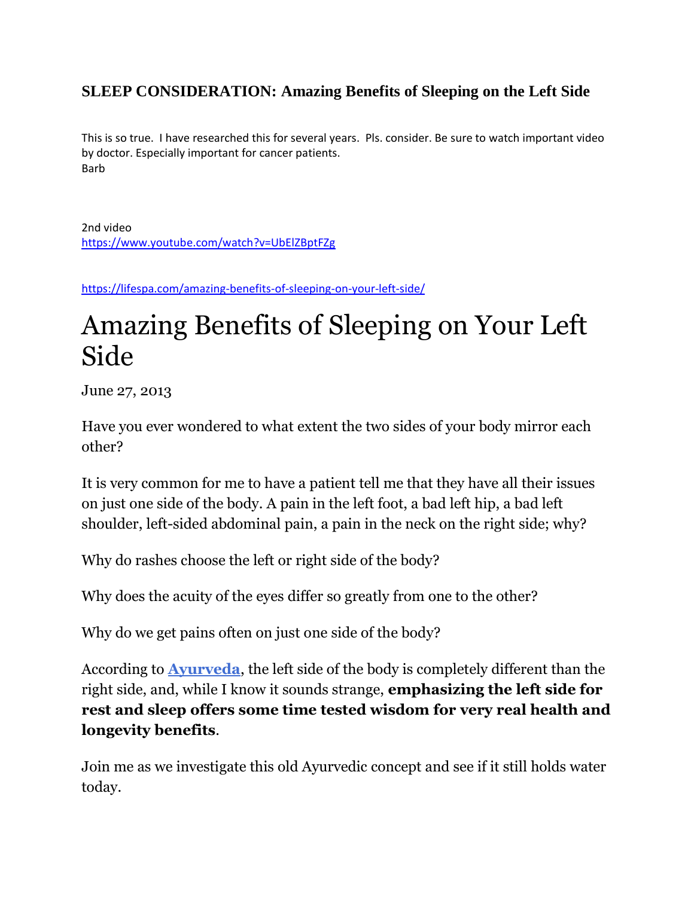**SLEEP CONSIDERATION: Amazing Benefits of Sleeping on the Left Side**

This is so true. I have researched this for several years. Pls. consider. Be sure to watch important video by doctor. Especially important for cancer patients.
Barb

2nd video
https://www.youtube.com/watch?v=UbElZBptFZg

https://lifespa.com/amazing-benefits-of-sleeping-on-your-left-side/

# Amazing Benefits of Sleeping on Your Left Side

June 27, 2013

Have you ever wondered to what extent the two sides of your body mirror each other?

It is very common for me to have a patient tell me that they have all their issues on just one side of the body. A pain in the left foot, a bad left hip, a bad left shoulder, left-sided abdominal pain, a pain in the neck on the right side; why?

Why do rashes choose the left or right side of the body?

Why does the acuity of the eyes differ so greatly from one to the other?

Why do we get pains often on just one side of the body?

According to **Ayurveda**, the left side of the body is completely different than the right side, and, while I know it sounds strange, **emphasizing the left side for rest and sleep offers some time tested wisdom for very real health and longevity benefits**.

Join me as we investigate this old Ayurvedic concept and see if it still holds water today.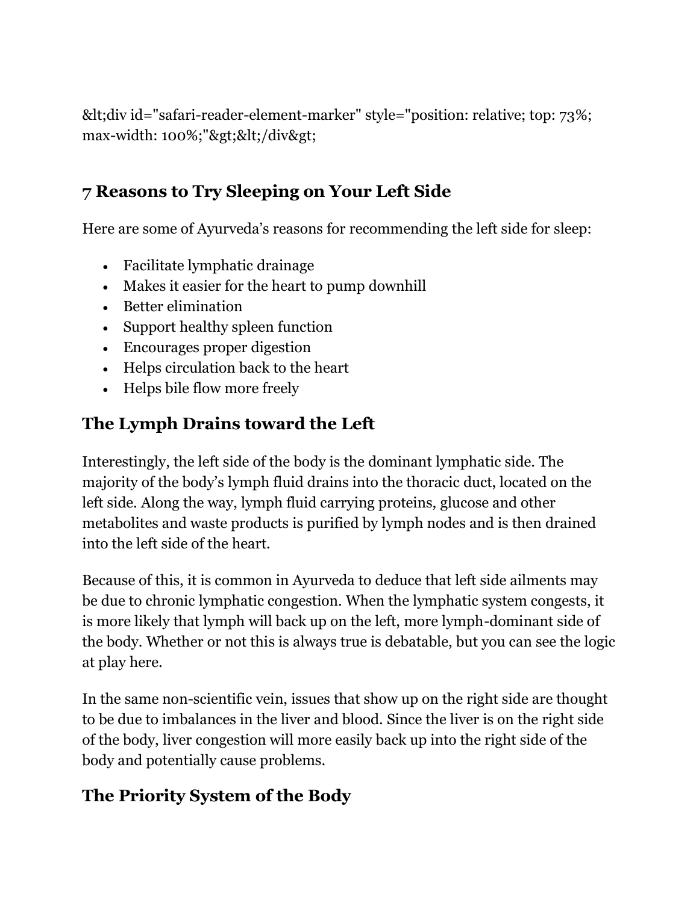&lt;div id="safari-reader-element-marker" style="position: relative; top: 73%; max-width: 100%;"&gt;&lt;/div&gt;

## 7 Reasons to Try Sleeping on Your Left Side

Here are some of Ayurveda's reasons for recommending the left side for sleep:

- Facilitate lymphatic drainage
- Makes it easier for the heart to pump downhill
- Better elimination
- Support healthy spleen function
- Encourages proper digestion
- Helps circulation back to the heart
- Helps bile flow more freely

## The Lymph Drains toward the Left

Interestingly, the left side of the body is the dominant lymphatic side. The majority of the body's lymph fluid drains into the thoracic duct, located on the left side. Along the way, lymph fluid carrying proteins, glucose and other metabolites and waste products is purified by lymph nodes and is then drained into the left side of the heart.

Because of this, it is common in Ayurveda to deduce that left side ailments may be due to chronic lymphatic congestion. When the lymphatic system congests, it is more likely that lymph will back up on the left, more lymph-dominant side of the body. Whether or not this is always true is debatable, but you can see the logic at play here.

In the same non-scientific vein, issues that show up on the right side are thought to be due to imbalances in the liver and blood. Since the liver is on the right side of the body, liver congestion will more easily back up into the right side of the body and potentially cause problems.

## The Priority System of the Body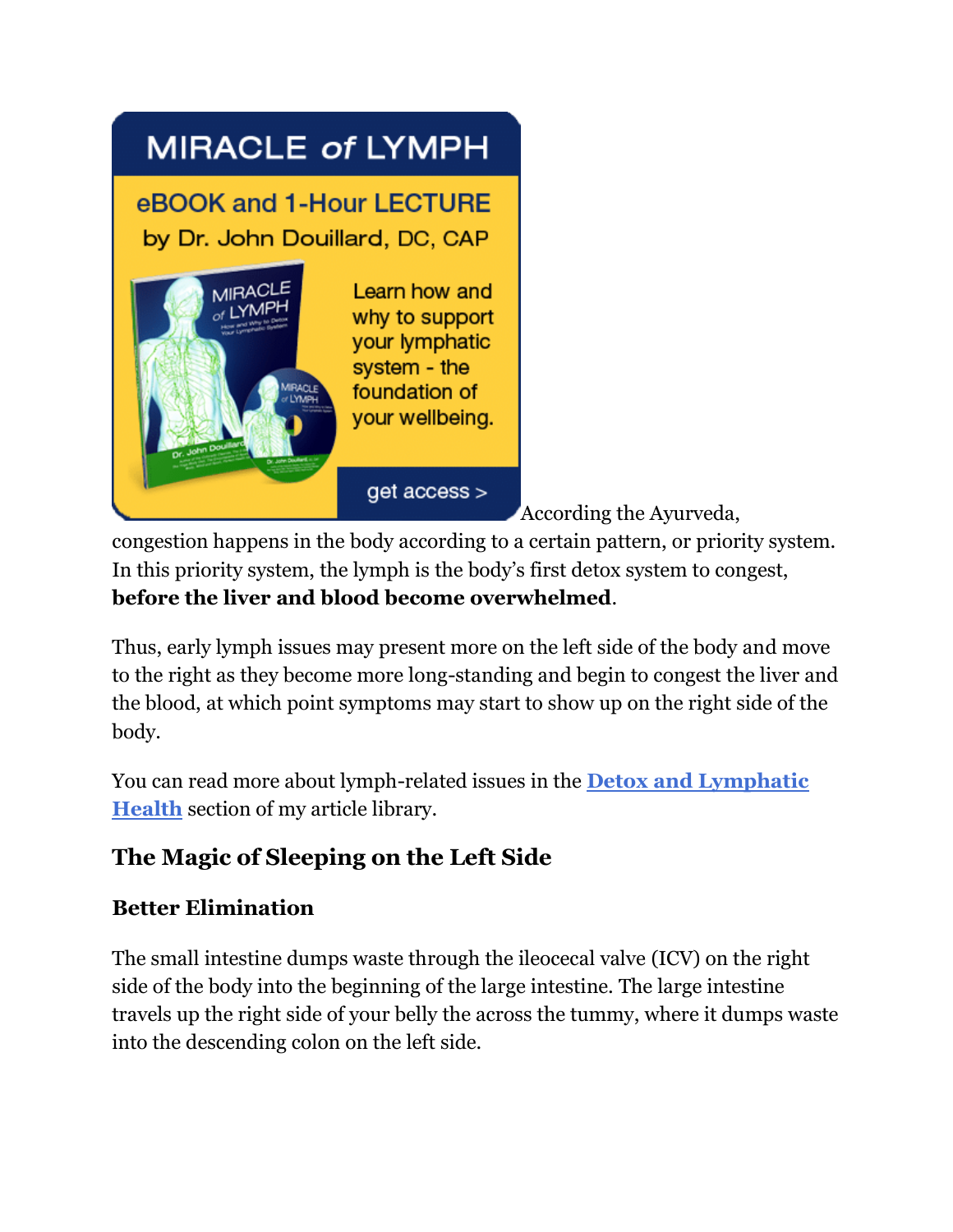According the Ayurveda, congestion happens in the body according to a certain pattern, or priority system. In this priority system, the lymph is the body's first detox system to congest, **before the liver and blood become overwhelmed**.

Thus, early lymph issues may present more on the left side of the body and move to the right as they become more long-standing and begin to congest the liver and the blood, at which point symptoms may start to show up on the right side of the body.

You can read more about lymph-related issues in the **Detox and Lymphatic Health** section of my article library.

## The Magic of Sleeping on the Left Side

### Better Elimination

The small intestine dumps waste through the ileocecal valve (ICV) on the right side of the body into the beginning of the large intestine. The large intestine travels up the right side of your belly the across the tummy, where it dumps waste into the descending colon on the left side.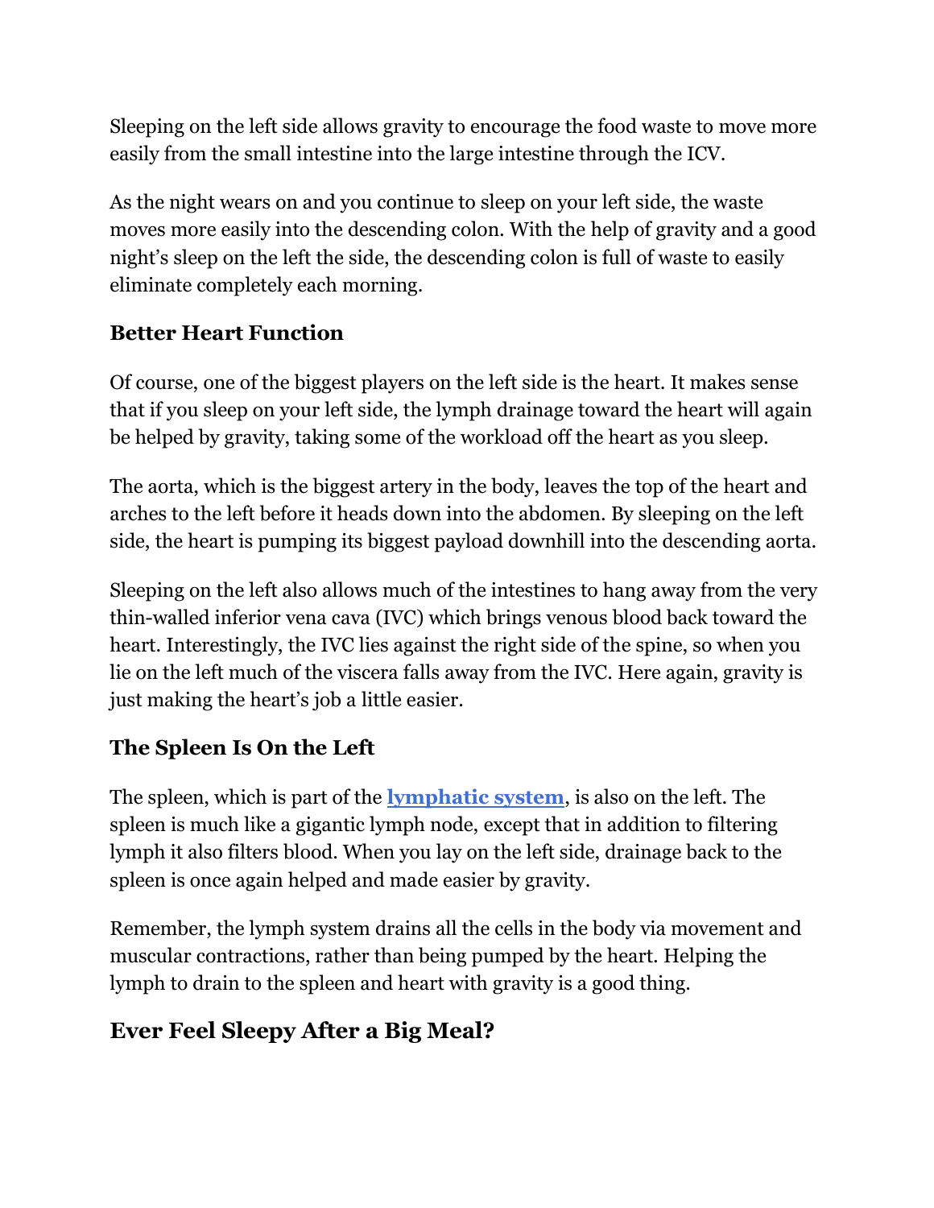Sleeping on the left side allows gravity to encourage the food waste to move more easily from the small intestine into the large intestine through the ICV.

As the night wears on and you continue to sleep on your left side, the waste moves more easily into the descending colon. With the help of gravity and a good night's sleep on the left the side, the descending colon is full of waste to easily eliminate completely each morning.

### Better Heart Function

Of course, one of the biggest players on the left side is the heart. It makes sense that if you sleep on your left side, the lymph drainage toward the heart will again be helped by gravity, taking some of the workload off the heart as you sleep.

The aorta, which is the biggest artery in the body, leaves the top of the heart and arches to the left before it heads down into the abdomen. By sleeping on the left side, the heart is pumping its biggest payload downhill into the descending aorta.

Sleeping on the left also allows much of the intestines to hang away from the very thin-walled inferior vena cava (IVC) which brings venous blood back toward the heart. Interestingly, the IVC lies against the right side of the spine, so when you lie on the left much of the viscera falls away from the IVC. Here again, gravity is just making the heart's job a little easier.

### The Spleen Is On the Left

The spleen, which is part of the **lymphatic system**, is also on the left. The spleen is much like a gigantic lymph node, except that in addition to filtering lymph it also filters blood. When you lay on the left side, drainage back to the spleen is once again helped and made easier by gravity.

Remember, the lymph system drains all the cells in the body via movement and muscular contractions, rather than being pumped by the heart. Helping the lymph to drain to the spleen and heart with gravity is a good thing.

## Ever Feel Sleepy After a Big Meal?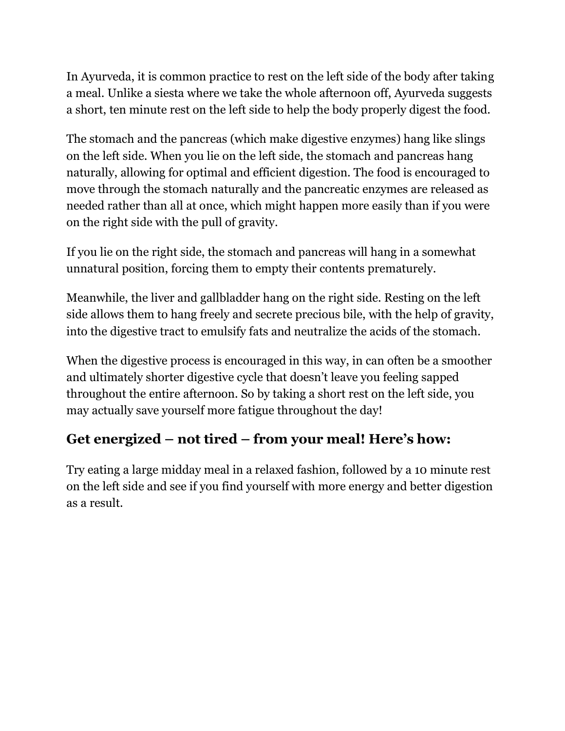In Ayurveda, it is common practice to rest on the left side of the body after taking a meal. Unlike a siesta where we take the whole afternoon off, Ayurveda suggests a short, ten minute rest on the left side to help the body properly digest the food.

The stomach and the pancreas (which make digestive enzymes) hang like slings on the left side. When you lie on the left side, the stomach and pancreas hang naturally, allowing for optimal and efficient digestion. The food is encouraged to move through the stomach naturally and the pancreatic enzymes are released as needed rather than all at once, which might happen more easily than if you were on the right side with the pull of gravity.

If you lie on the right side, the stomach and pancreas will hang in a somewhat unnatural position, forcing them to empty their contents prematurely.

Meanwhile, the liver and gallbladder hang on the right side. Resting on the left side allows them to hang freely and secrete precious bile, with the help of gravity, into the digestive tract to emulsify fats and neutralize the acids of the stomach.

When the digestive process is encouraged in this way, in can often be a smoother and ultimately shorter digestive cycle that doesn't leave you feeling sapped throughout the entire afternoon. So by taking a short rest on the left side, you may actually save yourself more fatigue throughout the day!

## Get energized – not tired – from your meal! Here's how:

Try eating a large midday meal in a relaxed fashion, followed by a 10 minute rest on the left side and see if you find yourself with more energy and better digestion as a result.